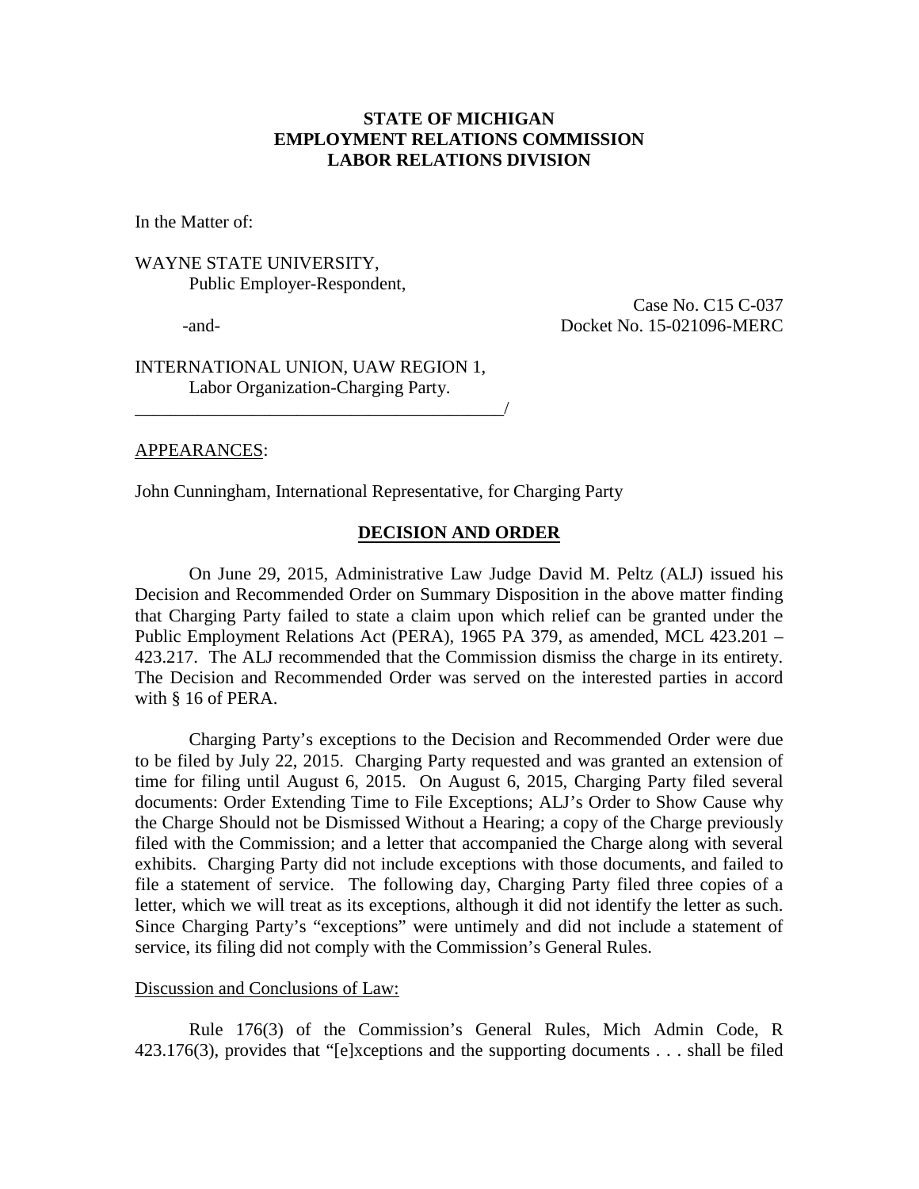**STATE OF MICHIGAN**
**EMPLOYMENT RELATIONS COMMISSION**
**LABOR RELATIONS DIVISION**

In the Matter of:

WAYNE STATE UNIVERSITY,
Public Employer-Respondent,

-and-

Case No. C15 C-037
Docket No. 15-021096-MERC

INTERNATIONAL UNION, UAW REGION 1,
Labor Organization-Charging Party.
_________________________________________/

APPEARANCES:

John Cunningham, International Representative, for Charging Party

**DECISION AND ORDER**

On June 29, 2015, Administrative Law Judge David M. Peltz (ALJ) issued his Decision and Recommended Order on Summary Disposition in the above matter finding that Charging Party failed to state a claim upon which relief can be granted under the Public Employment Relations Act (PERA), 1965 PA 379, as amended, MCL 423.201 – 423.217. The ALJ recommended that the Commission dismiss the charge in its entirety. The Decision and Recommended Order was served on the interested parties in accord with § 16 of PERA.

Charging Party's exceptions to the Decision and Recommended Order were due to be filed by July 22, 2015. Charging Party requested and was granted an extension of time for filing until August 6, 2015. On August 6, 2015, Charging Party filed several documents: Order Extending Time to File Exceptions; ALJ's Order to Show Cause why the Charge Should not be Dismissed Without a Hearing; a copy of the Charge previously filed with the Commission; and a letter that accompanied the Charge along with several exhibits. Charging Party did not include exceptions with those documents, and failed to file a statement of service. The following day, Charging Party filed three copies of a letter, which we will treat as its exceptions, although it did not identify the letter as such. Since Charging Party's "exceptions" were untimely and did not include a statement of service, its filing did not comply with the Commission's General Rules.

Discussion and Conclusions of Law:

Rule 176(3) of the Commission's General Rules, Mich Admin Code, R 423.176(3), provides that "[e]xceptions and the supporting documents . . . shall be filed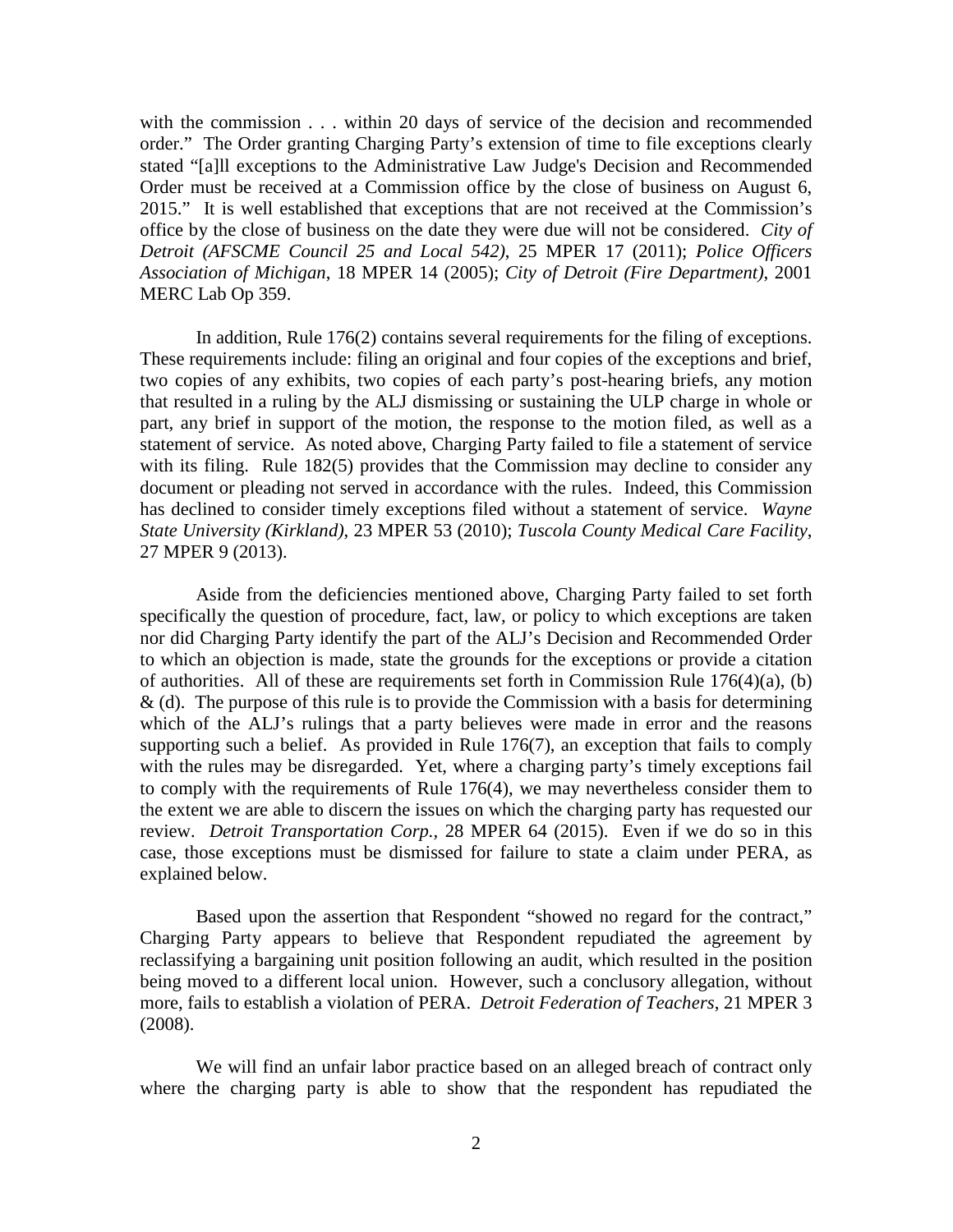with the commission . . . within 20 days of service of the decision and recommended order." The Order granting Charging Party's extension of time to file exceptions clearly stated "[a]ll exceptions to the Administrative Law Judge's Decision and Recommended Order must be received at a Commission office by the close of business on August 6, 2015." It is well established that exceptions that are not received at the Commission's office by the close of business on the date they were due will not be considered. *City of Detroit (AFSCME Council 25 and Local 542)*, 25 MPER 17 (2011); *Police Officers Association of Michigan*, 18 MPER 14 (2005); *City of Detroit (Fire Department)*, 2001 MERC Lab Op 359.

In addition, Rule 176(2) contains several requirements for the filing of exceptions. These requirements include: filing an original and four copies of the exceptions and brief, two copies of any exhibits, two copies of each party's post-hearing briefs, any motion that resulted in a ruling by the ALJ dismissing or sustaining the ULP charge in whole or part, any brief in support of the motion, the response to the motion filed, as well as a statement of service. As noted above, Charging Party failed to file a statement of service with its filing. Rule 182(5) provides that the Commission may decline to consider any document or pleading not served in accordance with the rules. Indeed, this Commission has declined to consider timely exceptions filed without a statement of service. *Wayne State University (Kirkland)*, 23 MPER 53 (2010); *Tuscola County Medical Care Facility*, 27 MPER 9 (2013).

Aside from the deficiencies mentioned above, Charging Party failed to set forth specifically the question of procedure, fact, law, or policy to which exceptions are taken nor did Charging Party identify the part of the ALJ's Decision and Recommended Order to which an objection is made, state the grounds for the exceptions or provide a citation of authorities. All of these are requirements set forth in Commission Rule 176(4)(a), (b) & (d). The purpose of this rule is to provide the Commission with a basis for determining which of the ALJ's rulings that a party believes were made in error and the reasons supporting such a belief. As provided in Rule 176(7), an exception that fails to comply with the rules may be disregarded. Yet, where a charging party's timely exceptions fail to comply with the requirements of Rule 176(4), we may nevertheless consider them to the extent we are able to discern the issues on which the charging party has requested our review. *Detroit Transportation Corp.*, 28 MPER 64 (2015). Even if we do so in this case, those exceptions must be dismissed for failure to state a claim under PERA, as explained below.

Based upon the assertion that Respondent "showed no regard for the contract," Charging Party appears to believe that Respondent repudiated the agreement by reclassifying a bargaining unit position following an audit, which resulted in the position being moved to a different local union. However, such a conclusory allegation, without more, fails to establish a violation of PERA. *Detroit Federation of Teachers*, 21 MPER 3 (2008).

We will find an unfair labor practice based on an alleged breach of contract only where the charging party is able to show that the respondent has repudiated the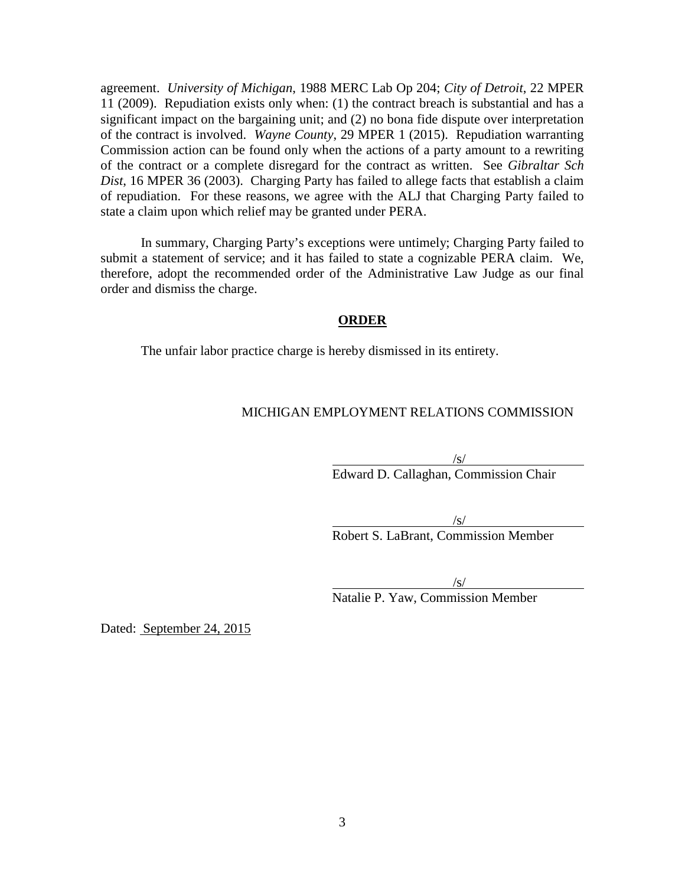agreement. *University of Michigan*, 1988 MERC Lab Op 204; *City of Detroit*, 22 MPER 11 (2009). Repudiation exists only when: (1) the contract breach is substantial and has a significant impact on the bargaining unit; and (2) no bona fide dispute over interpretation of the contract is involved. *Wayne County*, 29 MPER 1 (2015). Repudiation warranting Commission action can be found only when the actions of a party amount to a rewriting of the contract or a complete disregard for the contract as written. See *Gibraltar Sch Dist*, 16 MPER 36 (2003). Charging Party has failed to allege facts that establish a claim of repudiation. For these reasons, we agree with the ALJ that Charging Party failed to state a claim upon which relief may be granted under PERA.

In summary, Charging Party's exceptions were untimely; Charging Party failed to submit a statement of service; and it has failed to state a cognizable PERA claim. We, therefore, adopt the recommended order of the Administrative Law Judge as our final order and dismiss the charge.

**ORDER**

The unfair labor practice charge is hereby dismissed in its entirety.

MICHIGAN EMPLOYMENT RELATIONS COMMISSION

/s/
Edward D. Callaghan, Commission Chair

/s/
Robert S. LaBrant, Commission Member

/s/
Natalie P. Yaw, Commission Member

Dated: September 24, 2015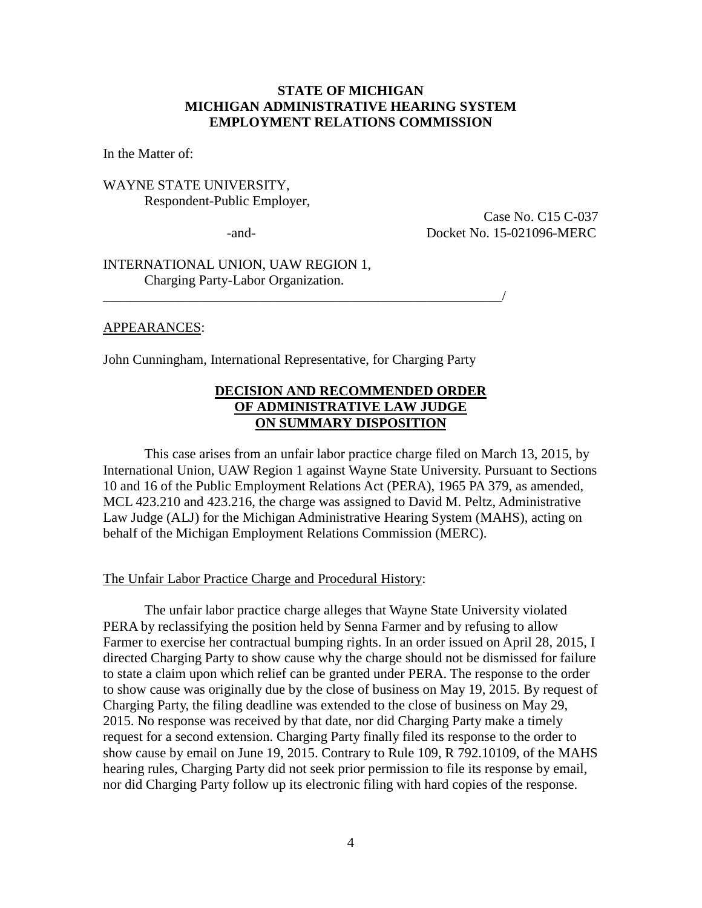**STATE OF MICHIGAN**
**MICHIGAN ADMINISTRATIVE HEARING SYSTEM**
**EMPLOYMENT RELATIONS COMMISSION**

In the Matter of:

WAYNE STATE UNIVERSITY,
Respondent-Public Employer,

-and-

Case No. C15 C-037
Docket No. 15-021096-MERC

INTERNATIONAL UNION, UAW REGION 1,
Charging Party-Labor Organization.
_____________________________________________________________/

APPEARANCES:

John Cunningham, International Representative, for Charging Party

**DECISION AND RECOMMENDED ORDER OF ADMINISTRATIVE LAW JUDGE ON SUMMARY DISPOSITION**

This case arises from an unfair labor practice charge filed on March 13, 2015, by International Union, UAW Region 1 against Wayne State University. Pursuant to Sections 10 and 16 of the Public Employment Relations Act (PERA), 1965 PA 379, as amended, MCL 423.210 and 423.216, the charge was assigned to David M. Peltz, Administrative Law Judge (ALJ) for the Michigan Administrative Hearing System (MAHS), acting on behalf of the Michigan Employment Relations Commission (MERC).

The Unfair Labor Practice Charge and Procedural History:

The unfair labor practice charge alleges that Wayne State University violated PERA by reclassifying the position held by Senna Farmer and by refusing to allow Farmer to exercise her contractual bumping rights. In an order issued on April 28, 2015, I directed Charging Party to show cause why the charge should not be dismissed for failure to state a claim upon which relief can be granted under PERA. The response to the order to show cause was originally due by the close of business on May 19, 2015. By request of Charging Party, the filing deadline was extended to the close of business on May 29, 2015. No response was received by that date, nor did Charging Party make a timely request for a second extension. Charging Party finally filed its response to the order to show cause by email on June 19, 2015. Contrary to Rule 109, R 792.10109, of the MAHS hearing rules, Charging Party did not seek prior permission to file its response by email, nor did Charging Party follow up its electronic filing with hard copies of the response.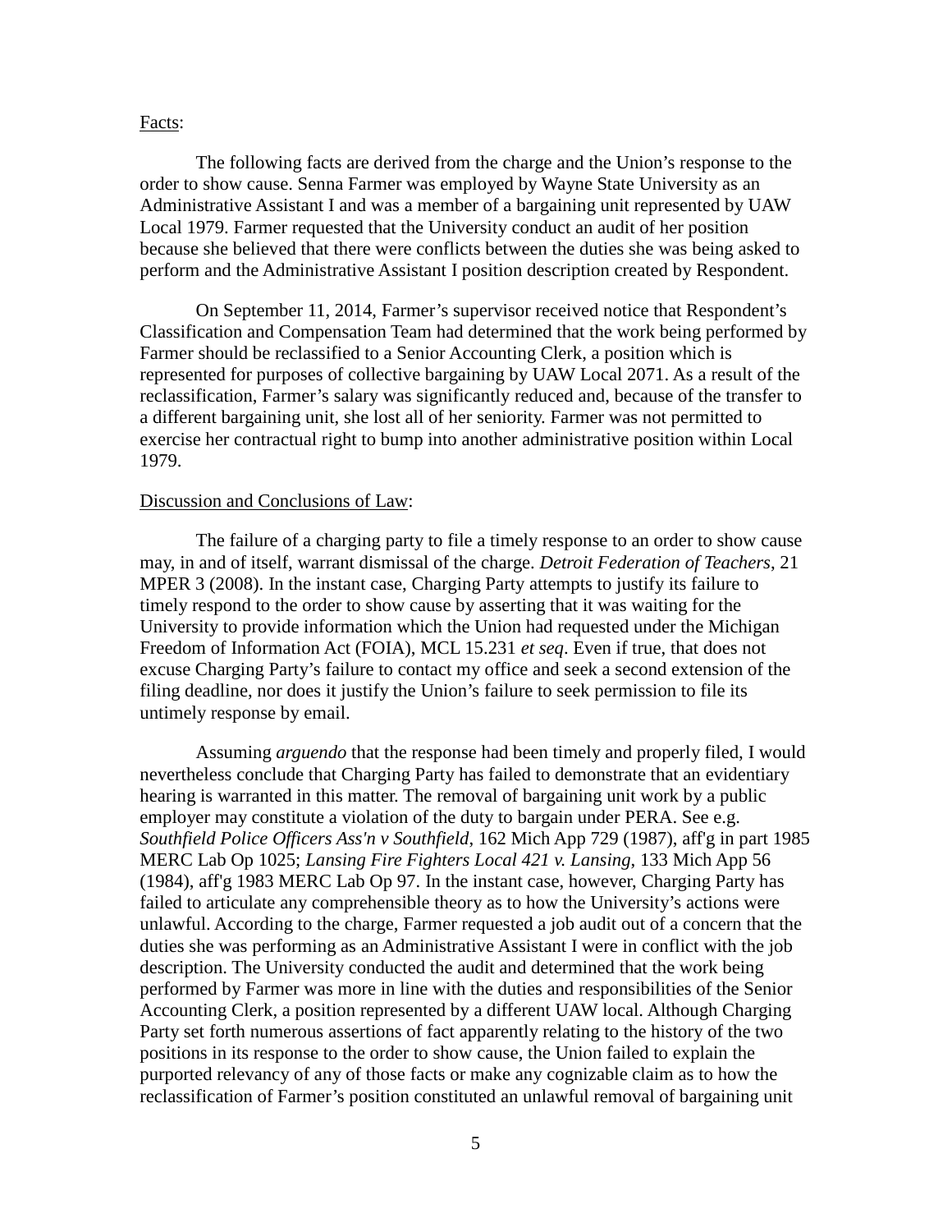Facts:

The following facts are derived from the charge and the Union's response to the order to show cause. Senna Farmer was employed by Wayne State University as an Administrative Assistant I and was a member of a bargaining unit represented by UAW Local 1979. Farmer requested that the University conduct an audit of her position because she believed that there were conflicts between the duties she was being asked to perform and the Administrative Assistant I position description created by Respondent.

On September 11, 2014, Farmer's supervisor received notice that Respondent's Classification and Compensation Team had determined that the work being performed by Farmer should be reclassified to a Senior Accounting Clerk, a position which is represented for purposes of collective bargaining by UAW Local 2071. As a result of the reclassification, Farmer's salary was significantly reduced and, because of the transfer to a different bargaining unit, she lost all of her seniority. Farmer was not permitted to exercise her contractual right to bump into another administrative position within Local 1979.

Discussion and Conclusions of Law:

The failure of a charging party to file a timely response to an order to show cause may, in and of itself, warrant dismissal of the charge. *Detroit Federation of Teachers*, 21 MPER 3 (2008). In the instant case, Charging Party attempts to justify its failure to timely respond to the order to show cause by asserting that it was waiting for the University to provide information which the Union had requested under the Michigan Freedom of Information Act (FOIA), MCL 15.231 *et seq*. Even if true, that does not excuse Charging Party's failure to contact my office and seek a second extension of the filing deadline, nor does it justify the Union's failure to seek permission to file its untimely response by email.

Assuming *arguendo* that the response had been timely and properly filed, I would nevertheless conclude that Charging Party has failed to demonstrate that an evidentiary hearing is warranted in this matter. The removal of bargaining unit work by a public employer may constitute a violation of the duty to bargain under PERA. See e.g. *Southfield Police Officers Ass'n v Southfield*, 162 Mich App 729 (1987), aff'g in part 1985 MERC Lab Op 1025; *Lansing Fire Fighters Local 421 v. Lansing*, 133 Mich App 56 (1984), aff'g 1983 MERC Lab Op 97. In the instant case, however, Charging Party has failed to articulate any comprehensible theory as to how the University's actions were unlawful. According to the charge, Farmer requested a job audit out of a concern that the duties she was performing as an Administrative Assistant I were in conflict with the job description. The University conducted the audit and determined that the work being performed by Farmer was more in line with the duties and responsibilities of the Senior Accounting Clerk, a position represented by a different UAW local. Although Charging Party set forth numerous assertions of fact apparently relating to the history of the two positions in its response to the order to show cause, the Union failed to explain the purported relevancy of any of those facts or make any cognizable claim as to how the reclassification of Farmer's position constituted an unlawful removal of bargaining unit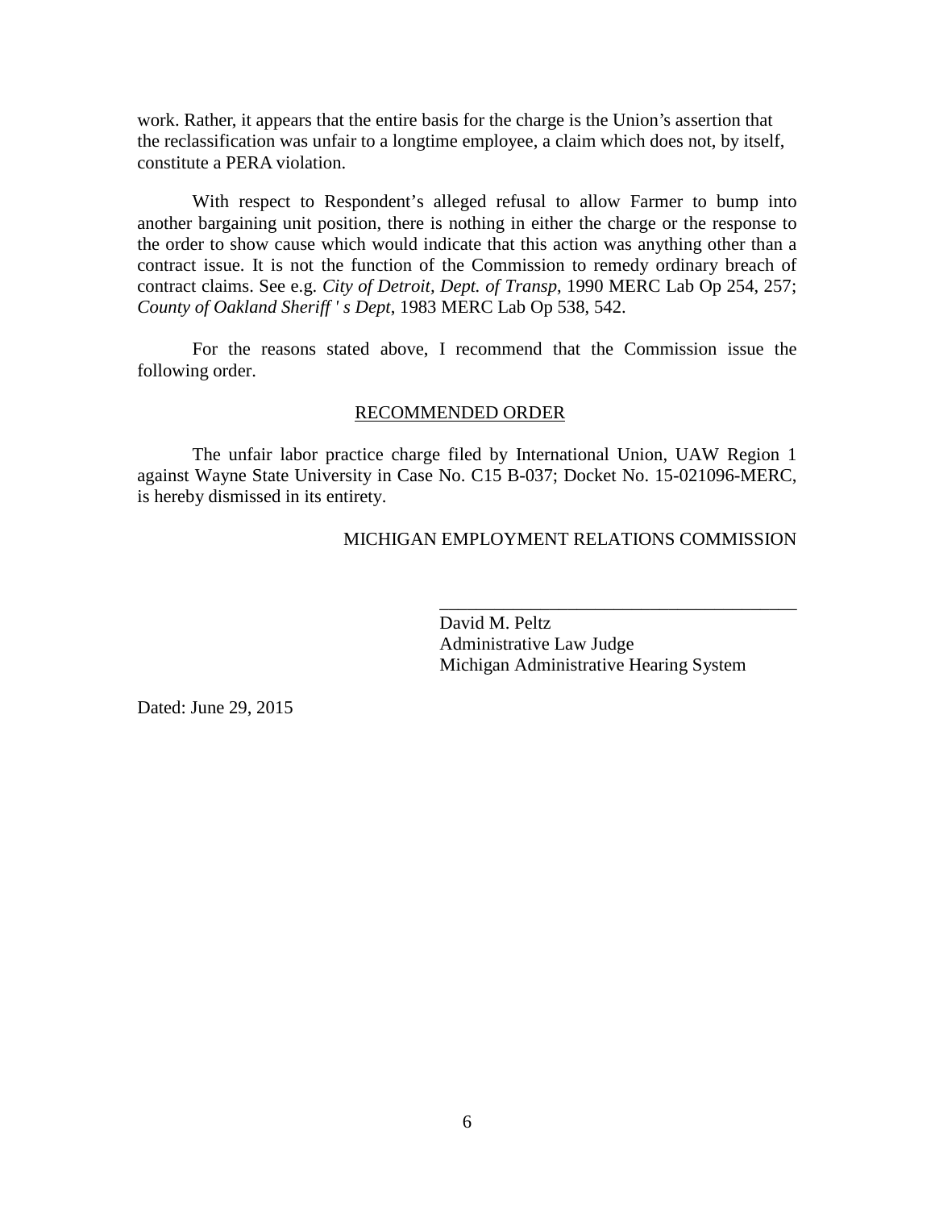work. Rather, it appears that the entire basis for the charge is the Union's assertion that the reclassification was unfair to a longtime employee, a claim which does not, by itself, constitute a PERA violation.

With respect to Respondent's alleged refusal to allow Farmer to bump into another bargaining unit position, there is nothing in either the charge or the response to the order to show cause which would indicate that this action was anything other than a contract issue. It is not the function of the Commission to remedy ordinary breach of contract claims. See e.g. *City of Detroit, Dept. of Transp*, 1990 MERC Lab Op 254, 257; *County of Oakland Sheriff ' s Dept*, 1983 MERC Lab Op 538, 542.

For the reasons stated above, I recommend that the Commission issue the following order.

## RECOMMENDED ORDER

The unfair labor practice charge filed by International Union, UAW Region 1 against Wayne State University in Case No. C15 B-037; Docket No. 15-021096-MERC, is hereby dismissed in its entirety.

MICHIGAN EMPLOYMENT RELATIONS COMMISSION

\_\_\_\_\_\_\_\_\_\_\_\_\_\_\_\_\_\_\_\_\_\_\_\_\_\_\_\_\_\_\_\_\_\_\_\_\_\_\_\_

David M. Peltz
Administrative Law Judge
Michigan Administrative Hearing System

Dated: June 29, 2015